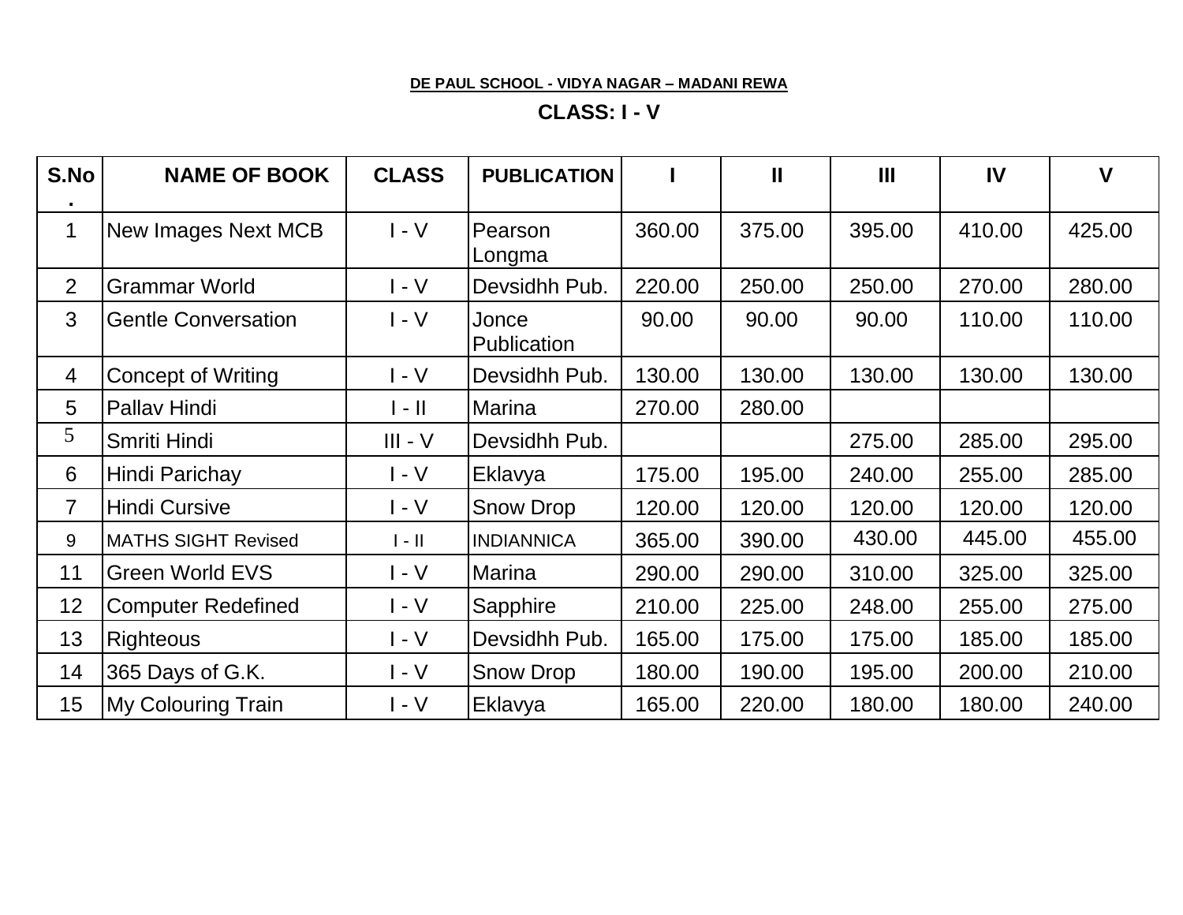**DE PAUL SCHOOL - VIDYA NAGAR – MADANI REWA**

**CLASS: I - V**

| S.No. | NAME OF BOOK | CLASS | PUBLICATION | I | II | III | IV | V |
|---|---|---|---|---|---|---|---|---|
| 1 | New Images Next MCB | I - V | Pearson Longma | 360.00 | 375.00 | 395.00 | 410.00 | 425.00 |
| 2 | Grammar World | I - V | Devsidhh Pub. | 220.00 | 250.00 | 250.00 | 270.00 | 280.00 |
| 3 | Gentle Conversation | I - V | Jonce Publication | 90.00 | 90.00 | 90.00 | 110.00 | 110.00 |
| 4 | Concept of Writing | I - V | Devsidhh Pub. | 130.00 | 130.00 | 130.00 | 130.00 | 130.00 |
| 5 | Pallav Hindi | I - II | Marina | 270.00 | 280.00 | | | |
| 5 | Smriti Hindi | III - V | Devsidhh Pub. | | | 275.00 | 285.00 | 295.00 |
| 6 | Hindi Parichay | I - V | Eklavya | 175.00 | 195.00 | 240.00 | 255.00 | 285.00 |
| 7 | Hindi Cursive | I - V | Snow Drop | 120.00 | 120.00 | 120.00 | 120.00 | 120.00 |
| 9 | MATHS SIGHT Revised | I - II | INDIANNICA | 365.00 | 390.00 | 430.00 | 445.00 | 455.00 |
| 11 | Green World EVS | I - V | Marina | 290.00 | 290.00 | 310.00 | 325.00 | 325.00 |
| 12 | Computer Redefined | I - V | Sapphire | 210.00 | 225.00 | 248.00 | 255.00 | 275.00 |
| 13 | Righteous | I - V | Devsidhh Pub. | 165.00 | 175.00 | 175.00 | 185.00 | 185.00 |
| 14 | 365 Days of G.K. | I - V | Snow Drop | 180.00 | 190.00 | 195.00 | 200.00 | 210.00 |
| 15 | My Colouring Train | I - V | Eklavya | 165.00 | 220.00 | 180.00 | 180.00 | 240.00 |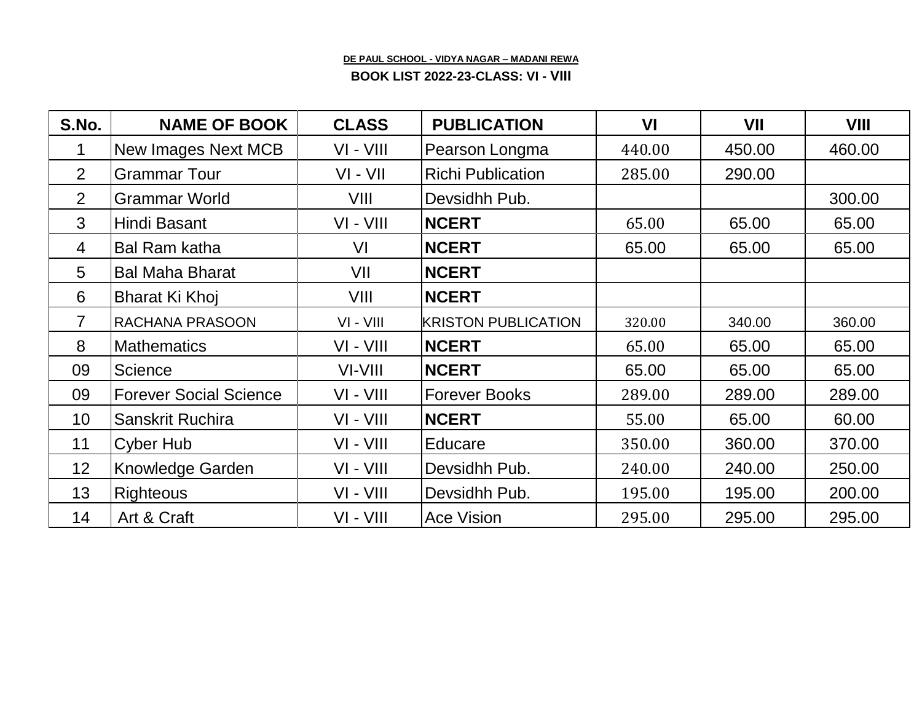**DE PAUL SCHOOL - VIDYA NAGAR – MADANI REWA**

**BOOK LIST 2022-23-CLASS: VI - VIII**

| S.No. | NAME OF BOOK | CLASS | PUBLICATION | VI | VII | VIII |
|---|---|---|---|---|---|---|
| 1 | New Images Next MCB | VI - VIII | Pearson Longma | 440.00 | 450.00 | 460.00 |
| 2 | Grammar Tour | VI - VII | Richi Publication | 285.00 | 290.00 | |
| 2 | Grammar World | VIII | Devsidhh Pub. | | | 300.00 |
| 3 | Hindi Basant | VI - VIII | **NCERT** | 65.00 | 65.00 | 65.00 |
| 4 | Bal Ram katha | VI | **NCERT** | 65.00 | 65.00 | 65.00 |
| 5 | Bal Maha Bharat | VII | **NCERT** | | | |
| 6 | Bharat Ki Khoj | VIII | **NCERT** | | | |
| 7 | RACHANA PRASOON | VI - VIII | KRISTON PUBLICATION | 320.00 | 340.00 | 360.00 |
| 8 | Mathematics | VI - VIII | **NCERT** | 65.00 | 65.00 | 65.00 |
| 09 | Science | VI-VIII | **NCERT** | 65.00 | 65.00 | 65.00 |
| 09 | Forever Social Science | VI - VIII | Forever Books | 289.00 | 289.00 | 289.00 |
| 10 | Sanskrit Ruchira | VI - VIII | **NCERT** | 55.00 | 65.00 | 60.00 |
| 11 | Cyber Hub | VI - VIII | Educare | 350.00 | 360.00 | 370.00 |
| 12 | Knowledge Garden | VI - VIII | Devsidhh Pub. | 240.00 | 240.00 | 250.00 |
| 13 | Righteous | VI - VIII | Devsidhh Pub. | 195.00 | 195.00 | 200.00 |
| 14 | Art & Craft | VI - VIII | Ace Vision | 295.00 | 295.00 | 295.00 |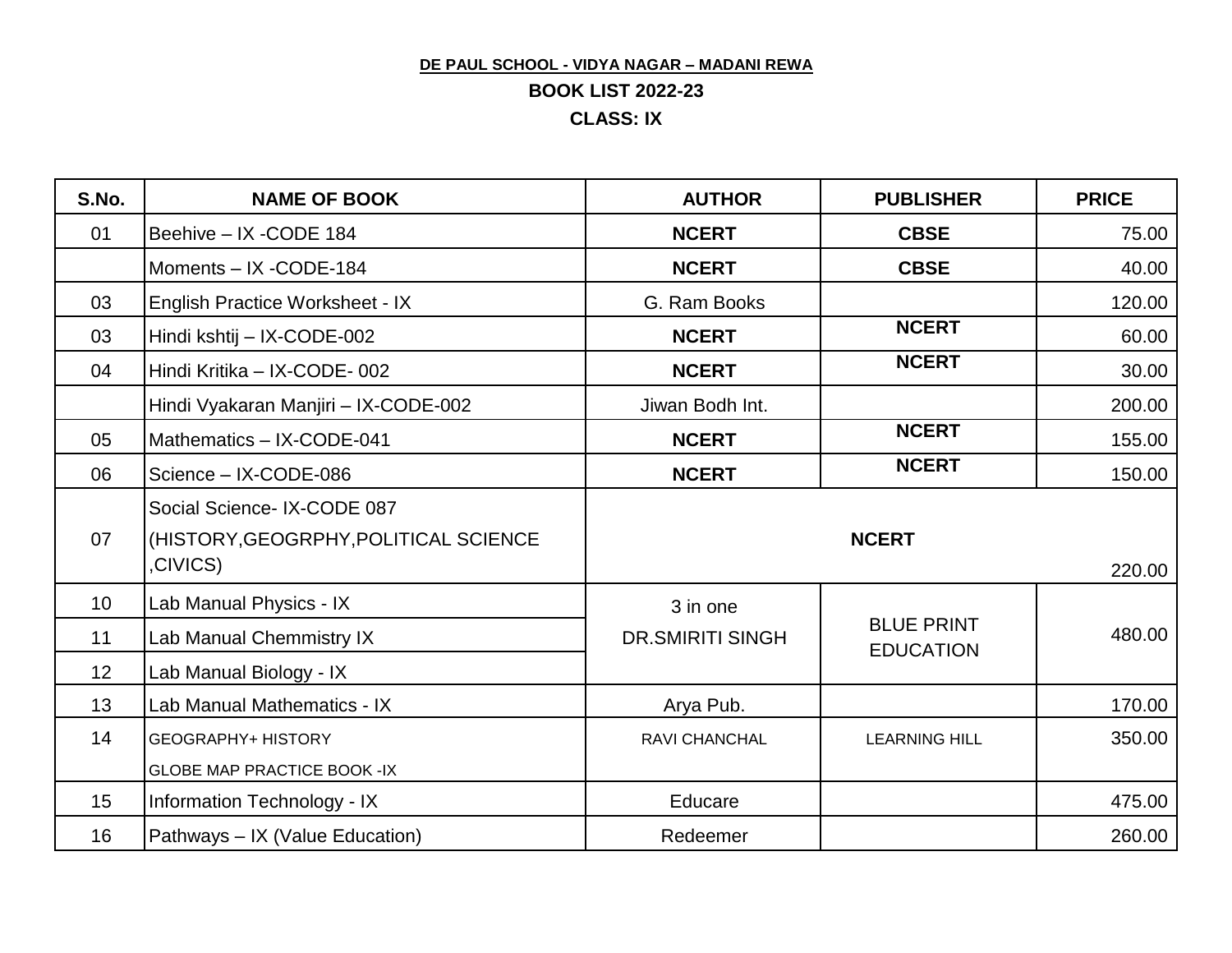**DE PAUL SCHOOL - VIDYA NAGAR – MADANI REWA**

**BOOK LIST 2022-23**

**CLASS: IX**

| S.No. | NAME OF BOOK | AUTHOR | PUBLISHER | PRICE |
|---|---|---|---|---|
| 01 | Beehive – IX -CODE 184 | **NCERT** | **CBSE** | 75.00 |
| | Moments – IX -CODE-184 | **NCERT** | **CBSE** | 40.00 |
| 03 | English Practice Worksheet - IX | G. Ram Books | | 120.00 |
| 03 | Hindi kshtij – IX-CODE-002 | **NCERT** | **NCERT** | 60.00 |
| 04 | Hindi Kritika – IX-CODE- 002 | **NCERT** | **NCERT** | 30.00 |
| | Hindi Vyakaran Manjiri – IX-CODE-002 | Jiwan Bodh Int. | | 200.00 |
| 05 | Mathematics – IX-CODE-041 | **NCERT** | **NCERT** | 155.00 |
| 06 | Science – IX-CODE-086 | **NCERT** | **NCERT** | 150.00 |
| 07 | Social Science- IX-CODE 087 (HISTORY,GEOGRPHY,POLITICAL SCIENCE ,CIVICS) | **NCERT** | | 220.00 |
| 10 | Lab Manual Physics - IX | 3 in one DR.SMIRITI SINGH | BLUE PRINT EDUCATION | 480.00 |
| 11 | Lab Manual Chemmistry IX | | | |
| 12 | Lab Manual Biology - IX | | | |
| 13 | Lab Manual Mathematics - IX | Arya Pub. | | 170.00 |
| 14 | GEOGRAPHY+ HISTORY GLOBE MAP PRACTICE BOOK -IX | RAVI CHANCHAL | LEARNING HILL | 350.00 |
| 15 | Information Technology - IX | Educare | | 475.00 |
| 16 | Pathways – IX (Value Education) | Redeemer | | 260.00 |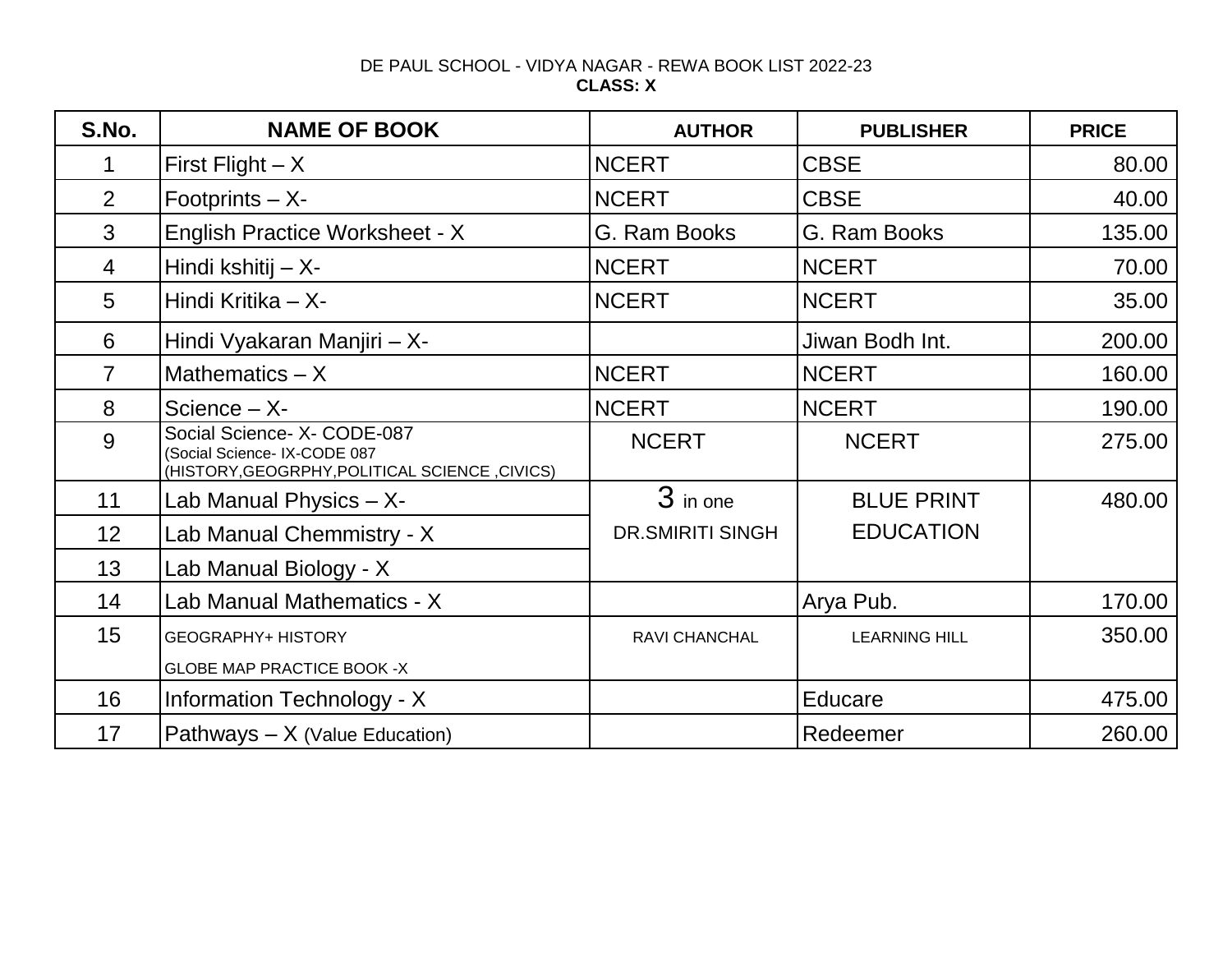DE PAUL SCHOOL - VIDYA NAGAR - REWA BOOK LIST 2022-23

**CLASS: X**

| S.No. | NAME OF BOOK | AUTHOR | PUBLISHER | PRICE |
|---|---|---|---|---|
| 1 | First Flight – X | NCERT | CBSE | 80.00 |
| 2 | Footprints – X- | NCERT | CBSE | 40.00 |
| 3 | English Practice Worksheet - X | G. Ram Books | G. Ram Books | 135.00 |
| 4 | Hindi kshitij – X- | NCERT | NCERT | 70.00 |
| 5 | Hindi Kritika – X- | NCERT | NCERT | 35.00 |
| 6 | Hindi Vyakaran Manjiri – X- | | Jiwan Bodh Int. | 200.00 |
| 7 | Mathematics – X | NCERT | NCERT | 160.00 |
| 8 | Science – X- | NCERT | NCERT | 190.00 |
| 9 | Social Science- X- CODE-087 (Social Science- IX-CODE 087 (HISTORY,GEOGRPHY,POLITICAL SCIENCE ,CIVICS) | NCERT | NCERT | 275.00 |
| 11 | Lab Manual Physics – X- | 3 in one DR.SMIRITI SINGH | BLUE PRINT EDUCATION | 480.00 |
| 12 | Lab Manual Chemmistry - X | | | |
| 13 | Lab Manual Biology - X | | | |
| 14 | Lab Manual Mathematics - X | | Arya Pub. | 170.00 |
| 15 | GEOGRAPHY+ HISTORY GLOBE MAP PRACTICE BOOK -X | RAVI CHANCHAL | LEARNING HILL | 350.00 |
| 16 | Information Technology - X | | Educare | 475.00 |
| 17 | Pathways – X (Value Education) | | Redeemer | 260.00 |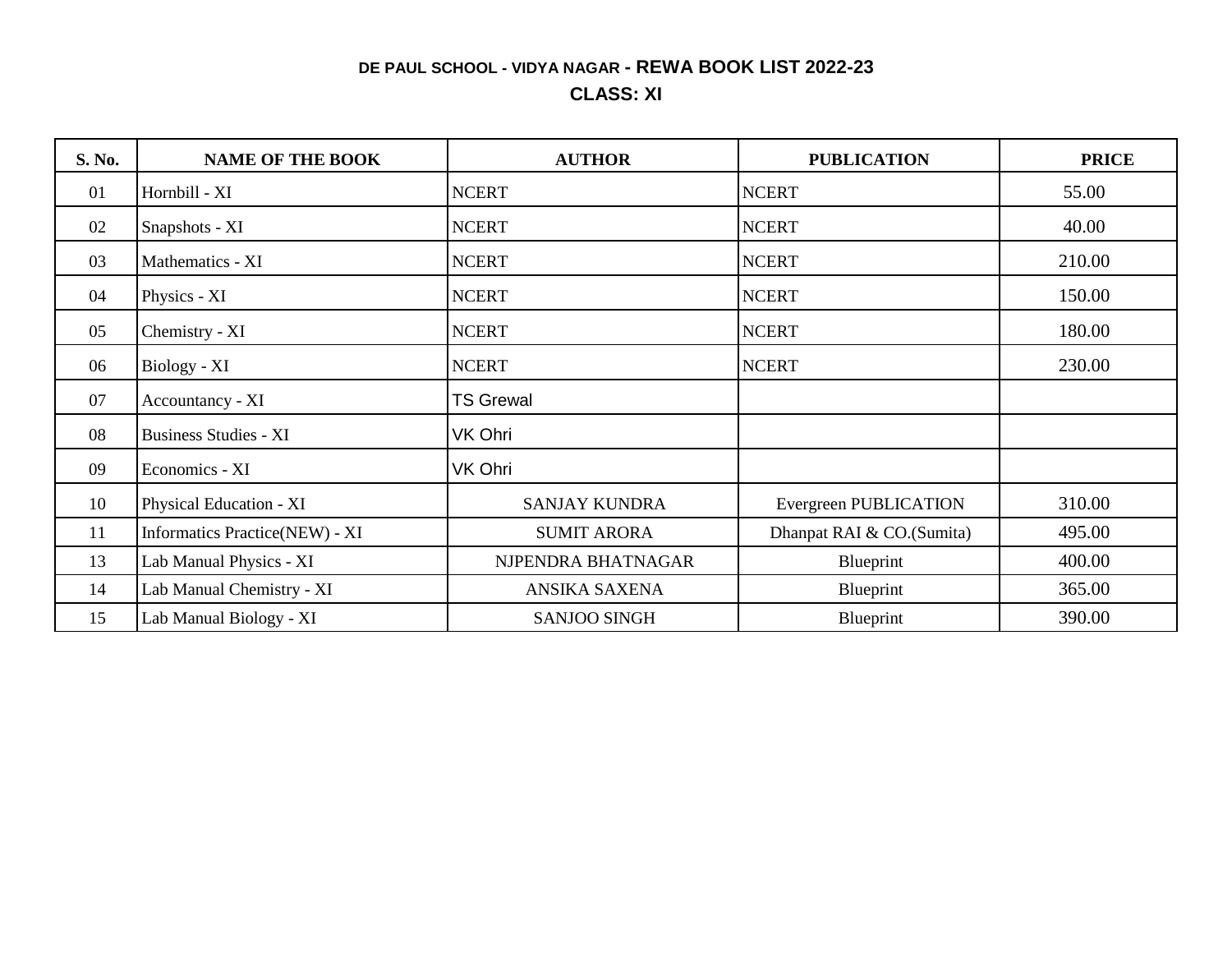## DE PAUL SCHOOL - VIDYA NAGAR - REWA BOOK LIST 2022-23

### CLASS: XI

| S. No. | NAME OF THE BOOK | AUTHOR | PUBLICATION | PRICE |
|---|---|---|---|---|
| 01 | Hornbill - XI | NCERT | NCERT | 55.00 |
| 02 | Snapshots - XI | NCERT | NCERT | 40.00 |
| 03 | Mathematics - XI | NCERT | NCERT | 210.00 |
| 04 | Physics - XI | NCERT | NCERT | 150.00 |
| 05 | Chemistry - XI | NCERT | NCERT | 180.00 |
| 06 | Biology - XI | NCERT | NCERT | 230.00 |
| 07 | Accountancy - XI | TS Grewal | | |
| 08 | Business Studies - XI | VK Ohri | | |
| 09 | Economics - XI | VK Ohri | | |
| 10 | Physical Education - XI | SANJAY KUNDRA | Evergreen PUBLICATION | 310.00 |
| 11 | Informatics Practice(NEW) - XI | SUMIT ARORA | Dhanpat RAI & CO.(Sumita) | 495.00 |
| 13 | Lab Manual Physics - XI | NJPENDRA BHATNAGAR | Blueprint | 400.00 |
| 14 | Lab Manual Chemistry - XI | ANSIKA SAXENA | Blueprint | 365.00 |
| 15 | Lab Manual Biology - XI | SANJOO SINGH | Blueprint | 390.00 |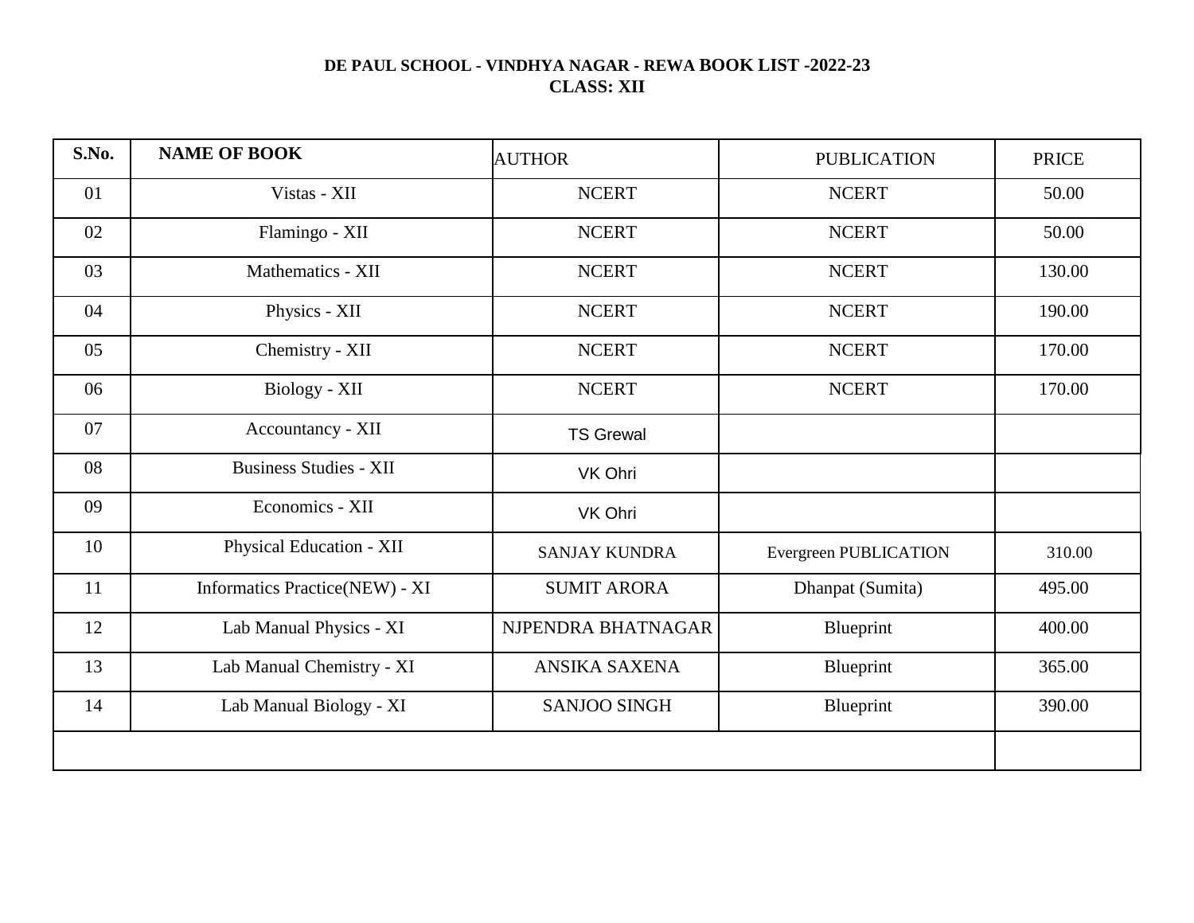**DE PAUL SCHOOL - VINDHYA NAGAR - REWA BOOK LIST -2022-23**
**CLASS: XII**

| S.No. | NAME OF BOOK | AUTHOR | PUBLICATION | PRICE |
|---|---|---|---|---|
| 01 | Vistas - XII | NCERT | NCERT | 50.00 |
| 02 | Flamingo - XII | NCERT | NCERT | 50.00 |
| 03 | Mathematics - XII | NCERT | NCERT | 130.00 |
| 04 | Physics - XII | NCERT | NCERT | 190.00 |
| 05 | Chemistry - XII | NCERT | NCERT | 170.00 |
| 06 | Biology - XII | NCERT | NCERT | 170.00 |
| 07 | Accountancy - XII | TS Grewal | | |
| 08 | Business Studies - XII | VK Ohri | | |
| 09 | Economics - XII | VK Ohri | | |
| 10 | Physical Education - XII | SANJAY KUNDRA | Evergreen PUBLICATION | 310.00 |
| 11 | Informatics Practice(NEW) - XI | SUMIT ARORA | Dhanpat (Sumita) | 495.00 |
| 12 | Lab Manual Physics - XI | NJPENDRA BHATNAGAR | Blueprint | 400.00 |
| 13 | Lab Manual Chemistry - XI | ANSIKA SAXENA | Blueprint | 365.00 |
| 14 | Lab Manual Biology - XI | SANJOO SINGH | Blueprint | 390.00 |
| | | | | |